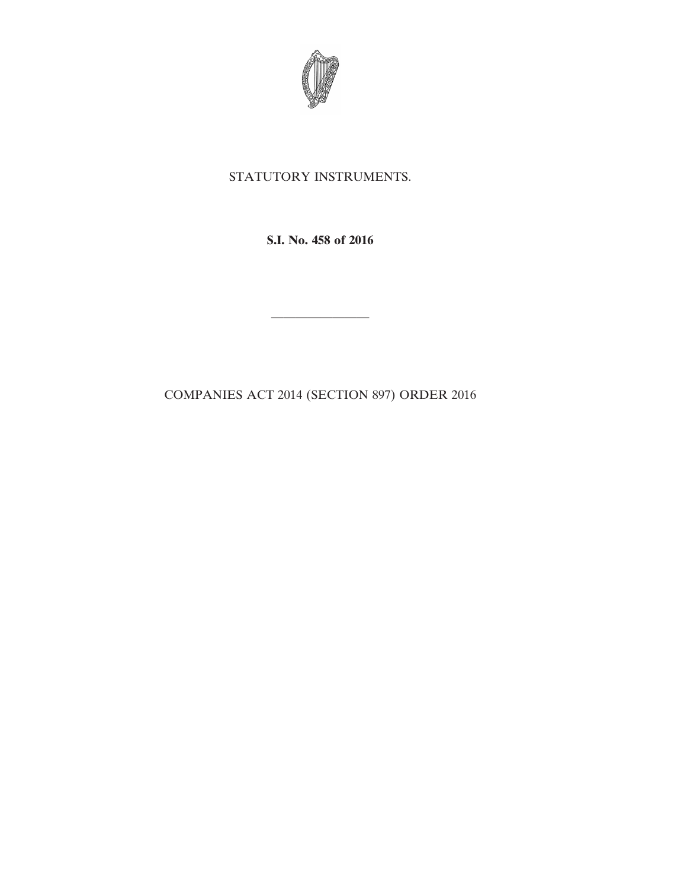STATUTORY INSTRUMENTS.

**S.I. No. 458 of 2016**

---

COMPANIES ACT 2014 (SECTION 897) ORDER 2016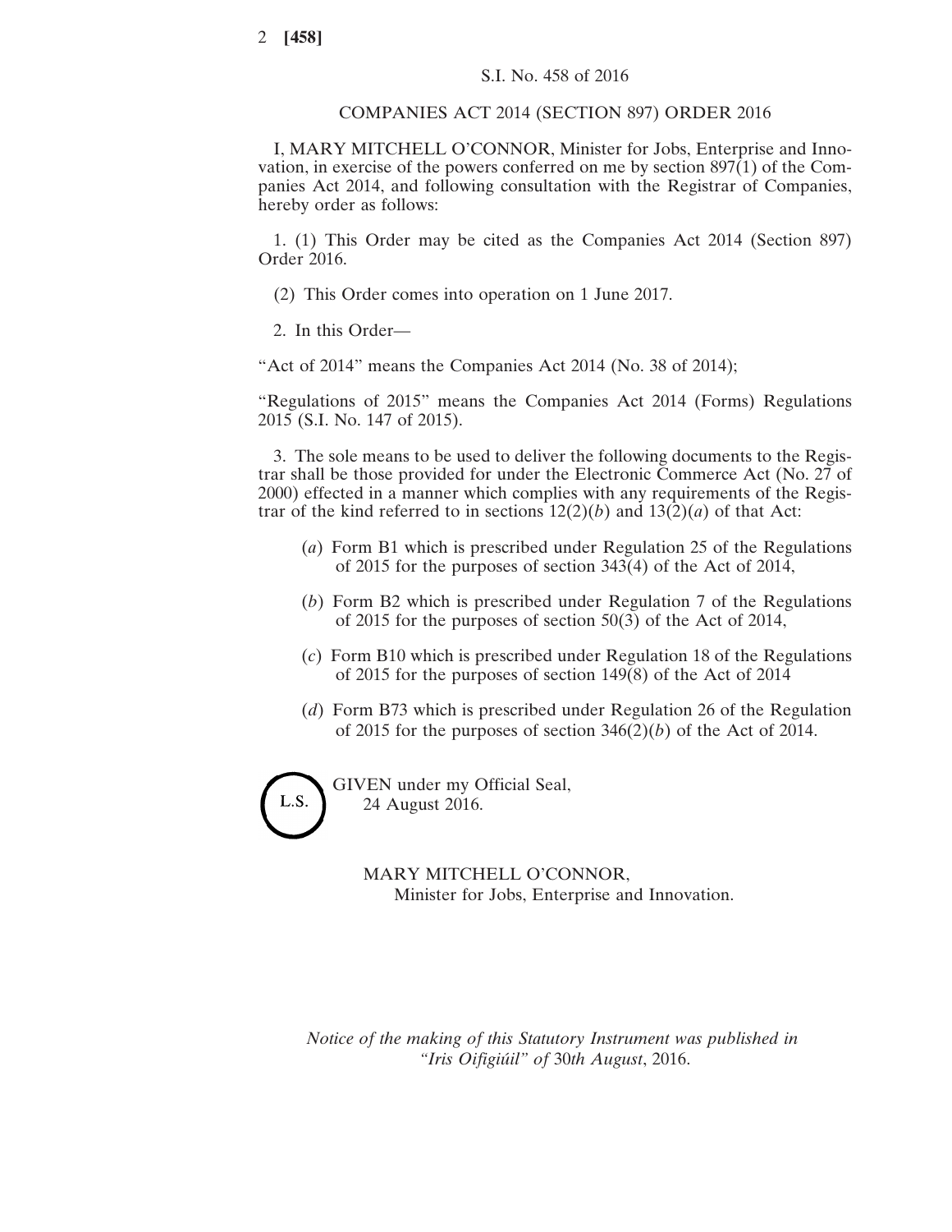S.I. No. 458 of 2016

COMPANIES ACT 2014 (SECTION 897) ORDER 2016

I, MARY MITCHELL O'CONNOR, Minister for Jobs, Enterprise and Innovation, in exercise of the powers conferred on me by section 897(1) of the Companies Act 2014, and following consultation with the Registrar of Companies, hereby order as follows:

1. (1) This Order may be cited as the Companies Act 2014 (Section 897) Order 2016.

(2) This Order comes into operation on 1 June 2017.

2. In this Order—

"Act of 2014" means the Companies Act 2014 (No. 38 of 2014);

"Regulations of 2015" means the Companies Act 2014 (Forms) Regulations 2015 (S.I. No. 147 of 2015).

3. The sole means to be used to deliver the following documents to the Registrar shall be those provided for under the Electronic Commerce Act (No. 27 of 2000) effected in a manner which complies with any requirements of the Registrar of the kind referred to in sections 12(2)(*b*) and 13(2)(*a*) of that Act:

(*a*) Form B1 which is prescribed under Regulation 25 of the Regulations of 2015 for the purposes of section 343(4) of the Act of 2014,

(*b*) Form B2 which is prescribed under Regulation 7 of the Regulations of 2015 for the purposes of section 50(3) of the Act of 2014,

(*c*) Form B10 which is prescribed under Regulation 18 of the Regulations of 2015 for the purposes of section 149(8) of the Act of 2014

(*d*) Form B73 which is prescribed under Regulation 26 of the Regulation of 2015 for the purposes of section 346(2)(*b*) of the Act of 2014.

L.S.

GIVEN under my Official Seal,
24 August 2016.

MARY MITCHELL O'CONNOR,
Minister for Jobs, Enterprise and Innovation.

*Notice of the making of this Statutory Instrument was published in "Iris Oifigiúil" of* 30*th August*, 2016.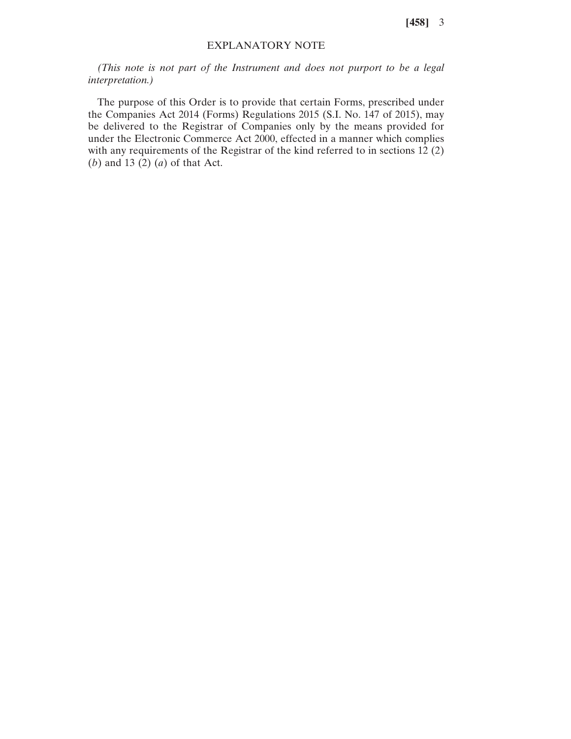## EXPLANATORY NOTE

*(This note is not part of the Instrument and does not purport to be a legal interpretation.)*

The purpose of this Order is to provide that certain Forms, prescribed under the Companies Act 2014 (Forms) Regulations 2015 (S.I. No. 147 of 2015), may be delivered to the Registrar of Companies only by the means provided for under the Electronic Commerce Act 2000, effected in a manner which complies with any requirements of the Registrar of the kind referred to in sections 12 (2) (*b*) and 13 (2) (*a*) of that Act.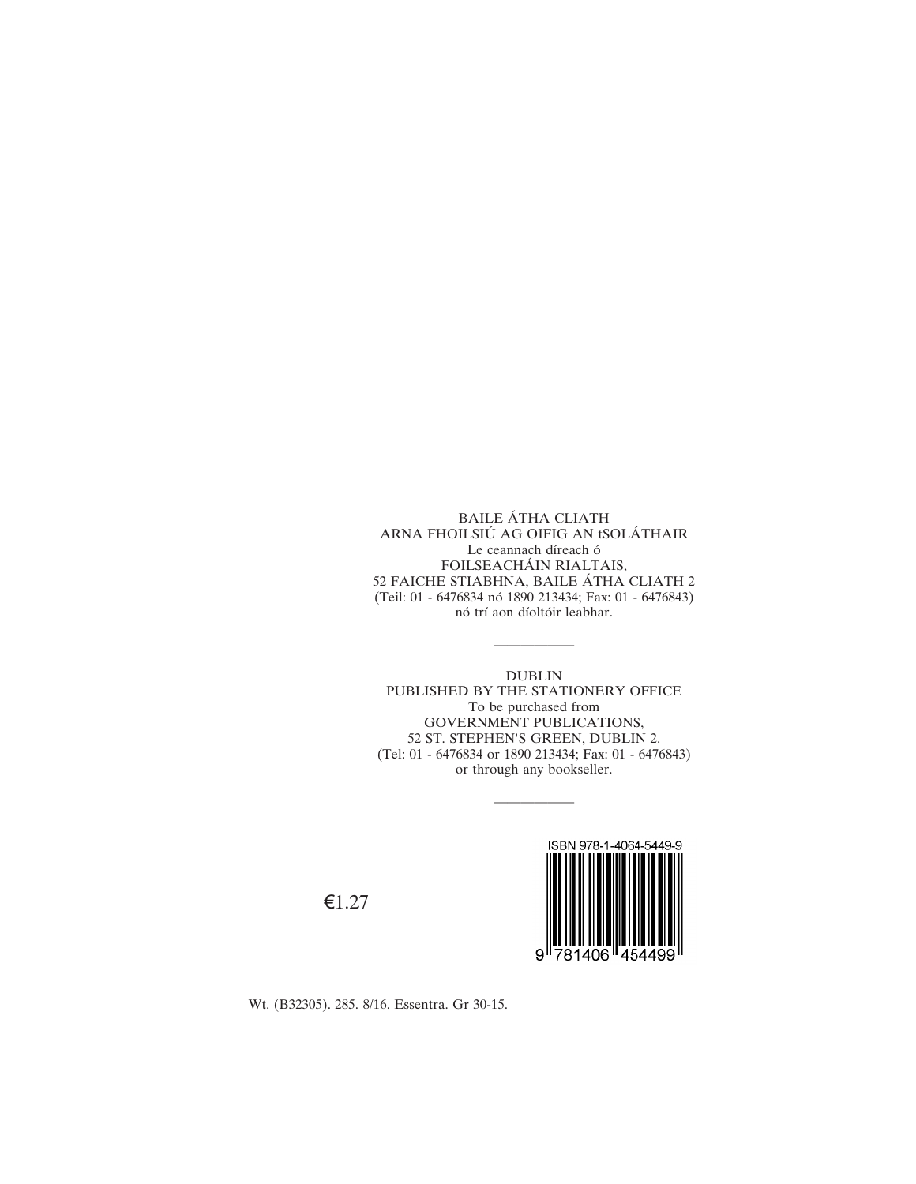BAILE ÁTHA CLIATH
ARNA FHOILSIÚ AG OIFIG AN tSOLÁTHAIR
Le ceannach díreach ó
FOILSEACHÁIN RIALTAIS,
52 FAICHE STIABHNA, BAILE ÁTHA CLIATH 2
(Teil: 01 - 6476834 nó 1890 213434; Fax: 01 - 6476843)
nó trí aon díoltóir leabhar.

---

DUBLIN
PUBLISHED BY THE STATIONERY OFFICE
To be purchased from
GOVERNMENT PUBLICATIONS,
52 ST. STEPHEN'S GREEN, DUBLIN 2.
(Tel: 01 - 6476834 or 1890 213434; Fax: 01 - 6476843)
or through any bookseller.

---

ISBN 978-1-4064-5449-9

9 781406 454499

€1.27

Wt. (B32305). 285. 8/16. Essentra. Gr 30-15.